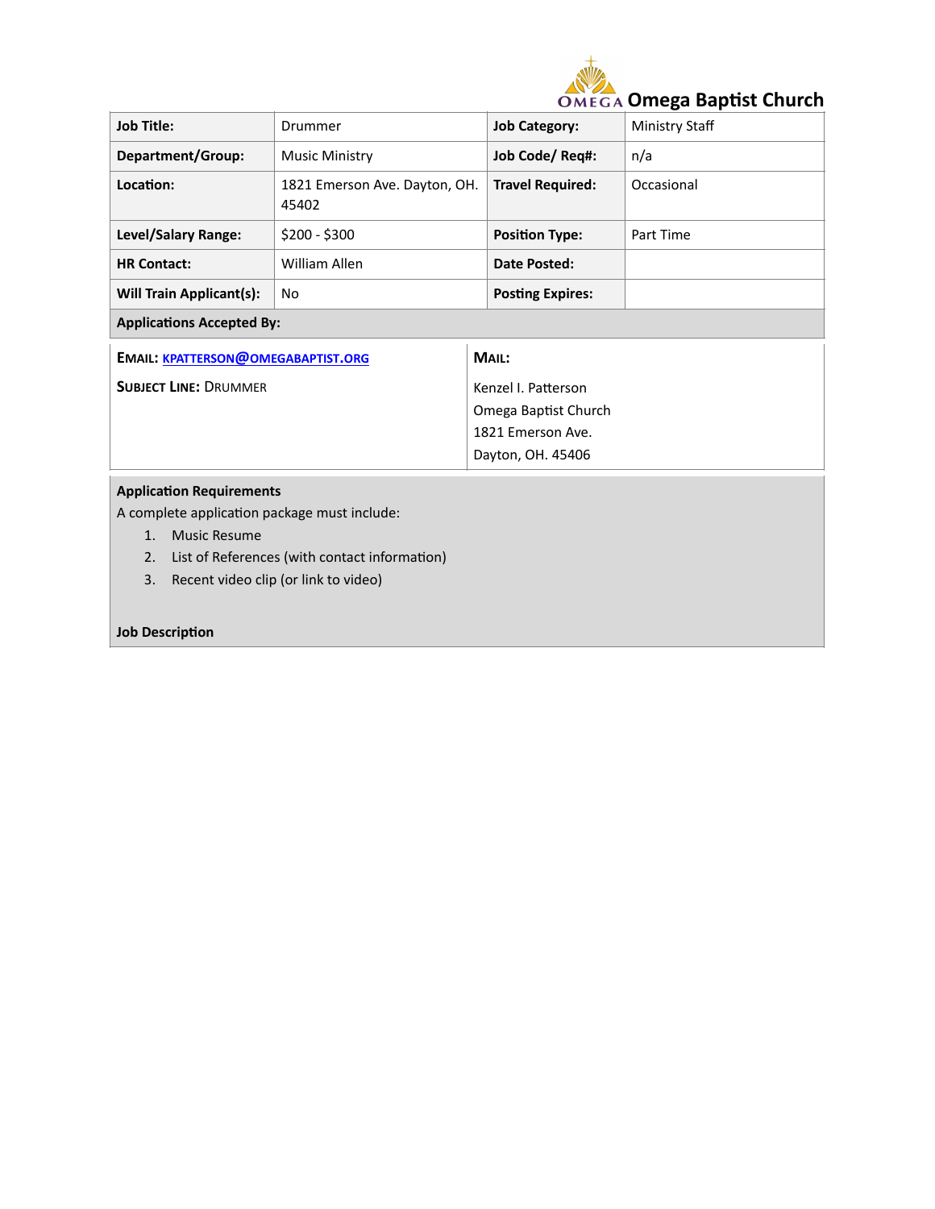# Omega Baptist Church

| **Job Title:** | Drummer | **Job Category:** | Ministry Staff |
| --- | --- | --- | --- |
| **Department/Group:** | Music Ministry | **Job Code/ Req#:** | n/a |
| **Location:** | 1821 Emerson Ave. Dayton, OH. 45402 | **Travel Required:** | Occasional |
| **Level/Salary Range:** | $200 - $300 | **Position Type:** | Part Time |
| **HR Contact:** | William Allen | **Date Posted:** | |
| **Will Train Applicant(s):** | No | **Posting Expires:** | |

**Applications Accepted By:**

| **EMAIL:** [KPATTERSON@OMEGABAPTIST.ORG](mailto:KPATTERSON@OMEGABAPTIST.ORG) | **MAIL:** |
| --- | --- |
| **SUBJECT LINE:** DRUMMER | Kenzel I. Patterson<br>Omega Baptist Church<br>1821 Emerson Ave.<br>Dayton, OH. 45406 |

**Application Requirements**

A complete application package must include:

1. Music Resume
2. List of References (with contact information)
3. Recent video clip (or link to video)

**Job Description**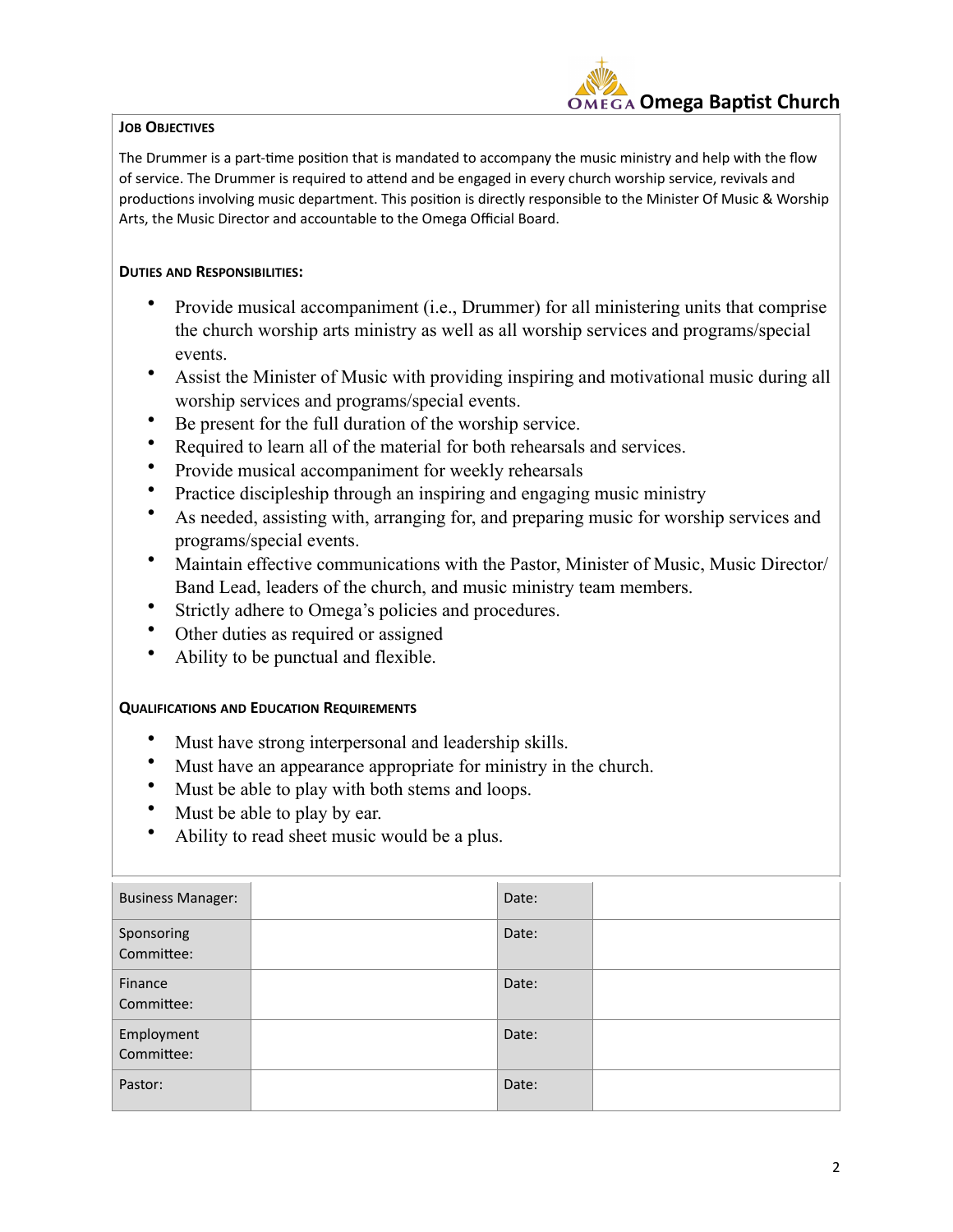### Job Objectives

The Drummer is a part-time position that is mandated to accompany the music ministry and help with the flow of service. The Drummer is required to attend and be engaged in every church worship service, revivals and productions involving music department. This position is directly responsible to the Minister Of Music & Worship Arts, the Music Director and accountable to the Omega Official Board.

### Duties and Responsibilities:

- Provide musical accompaniment (i.e., Drummer) for all ministering units that comprise the church worship arts ministry as well as all worship services and programs/special events.
- Assist the Minister of Music with providing inspiring and motivational music during all worship services and programs/special events.
- Be present for the full duration of the worship service.
- Required to learn all of the material for both rehearsals and services.
- Provide musical accompaniment for weekly rehearsals
- Practice discipleship through an inspiring and engaging music ministry
- As needed, assisting with, arranging for, and preparing music for worship services and programs/special events.
- Maintain effective communications with the Pastor, Minister of Music, Music Director/ Band Lead, leaders of the church, and music ministry team members.
- Strictly adhere to Omega's policies and procedures.
- Other duties as required or assigned
- Ability to be punctual and flexible.

### Qualifications and Education Requirements

- Must have strong interpersonal and leadership skills.
- Must have an appearance appropriate for ministry in the church.
- Must be able to play with both stems and loops.
- Must be able to play by ear.
- Ability to read sheet music would be a plus.

| Business Manager: | | Date: | |
|---|---|---|---|
| Sponsoring Committee: | | Date: | |
| Finance Committee: | | Date: | |
| Employment Committee: | | Date: | |
| Pastor: | | Date: | |